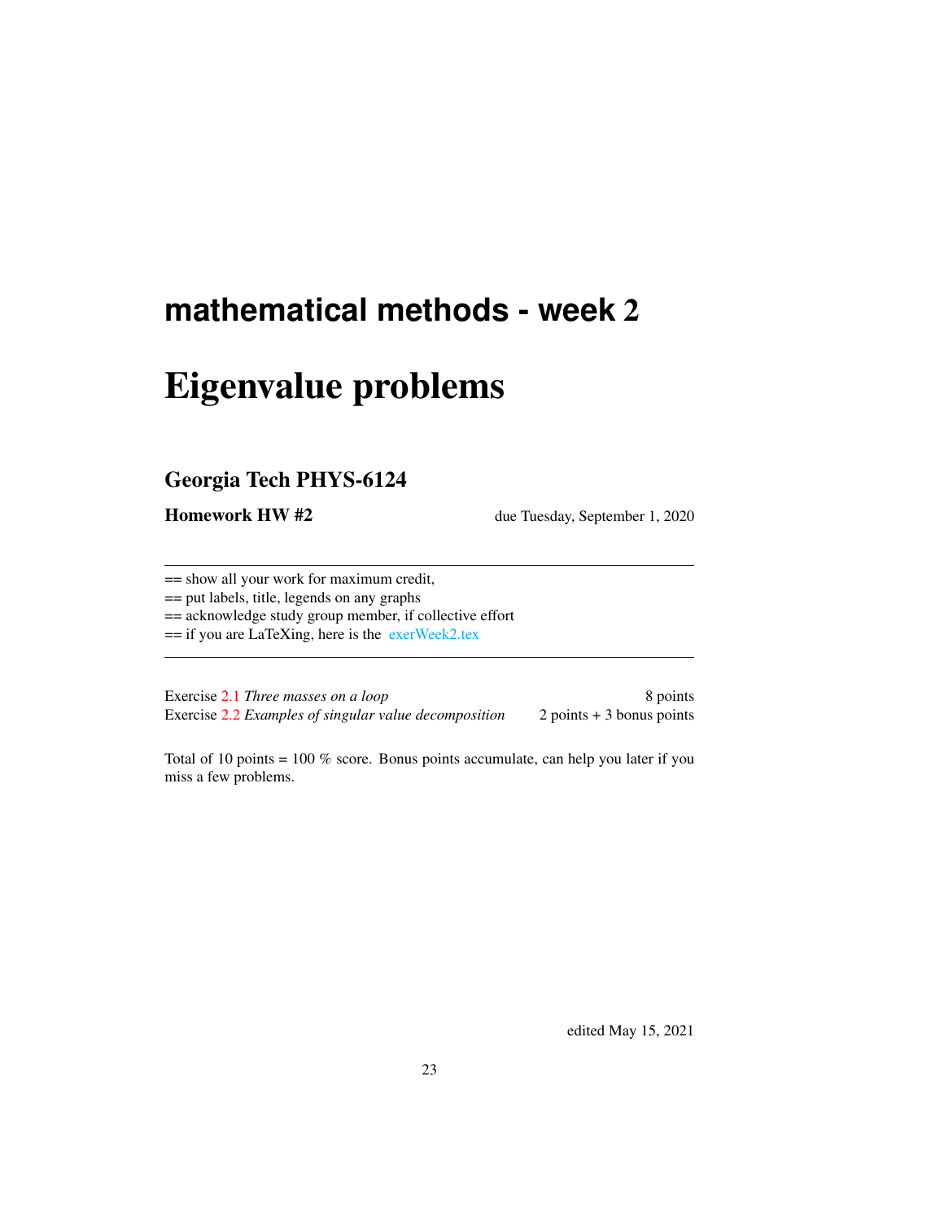# mathematical methods - week 2

# Eigenvalue problems

## Georgia Tech PHYS-6124

**Homework HW #2** due Tuesday, September 1, 2020

---

== show all your work for maximum credit,
== put labels, title, legends on any graphs
== acknowledge study group member, if collective effort
== if you are LaTeXing, here is the exerWeek2.tex

---

| | |
|---|---|
| Exercise 2.1 *Three masses on a loop* | 8 points |
| Exercise 2.2 *Examples of singular value decomposition* | 2 points + 3 bonus points |

Total of 10 points = 100 % score. Bonus points accumulate, can help you later if you miss a few problems.

edited May 15, 2021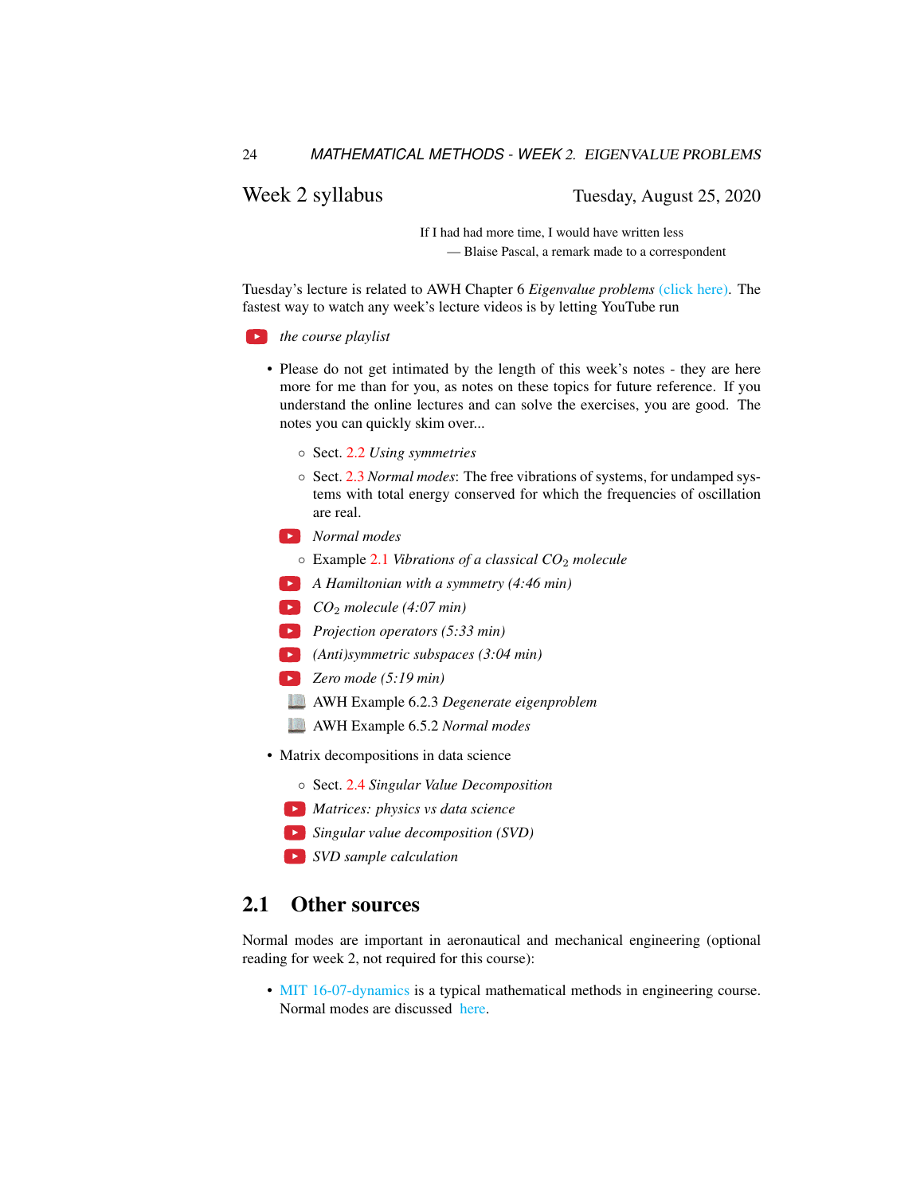## Week 2 syllabus

Tuesday, August 25, 2020

> If I had had more time, I would have written less
>
> — Blaise Pascal, a remark made to a correspondent

Tuesday's lecture is related to AWH Chapter 6 *Eigenvalue problems* (click here). The fastest way to watch any week's lecture videos is by letting YouTube run

- *the course playlist*

- Please do not get intimated by the length of this week's notes - they are here more for me than for you, as notes on these topics for future reference. If you understand the online lectures and can solve the exercises, you are good. The notes you can quickly skim over...
  - Sect. 2.2 *Using symmetries*
  - Sect. 2.3 *Normal modes*: The free vibrations of systems, for undamped systems with total energy conserved for which the frequencies of oscillation are real.
  - *Normal modes*
  - Example 2.1 *Vibrations of a classical $CO_2$ molecule*
  - *A Hamiltonian with a symmetry (4:46 min)*
  - *$CO_2$ molecule (4:07 min)*
  - *Projection operators (5:33 min)*
  - *(Anti)symmetric subspaces (3:04 min)*
  - *Zero mode (5:19 min)*
  - AWH Example 6.2.3 *Degenerate eigenproblem*
  - AWH Example 6.5.2 *Normal modes*
- Matrix decompositions in data science
  - Sect. 2.4 *Singular Value Decomposition*
  - *Matrices: physics vs data science*
  - *Singular value decomposition (SVD)*
  - *SVD sample calculation*

## 2.1 Other sources

Normal modes are important in aeronautical and mechanical engineering (optional reading for week 2, not required for this course):

- MIT 16-07-dynamics is a typical mathematical methods in engineering course. Normal modes are discussed here.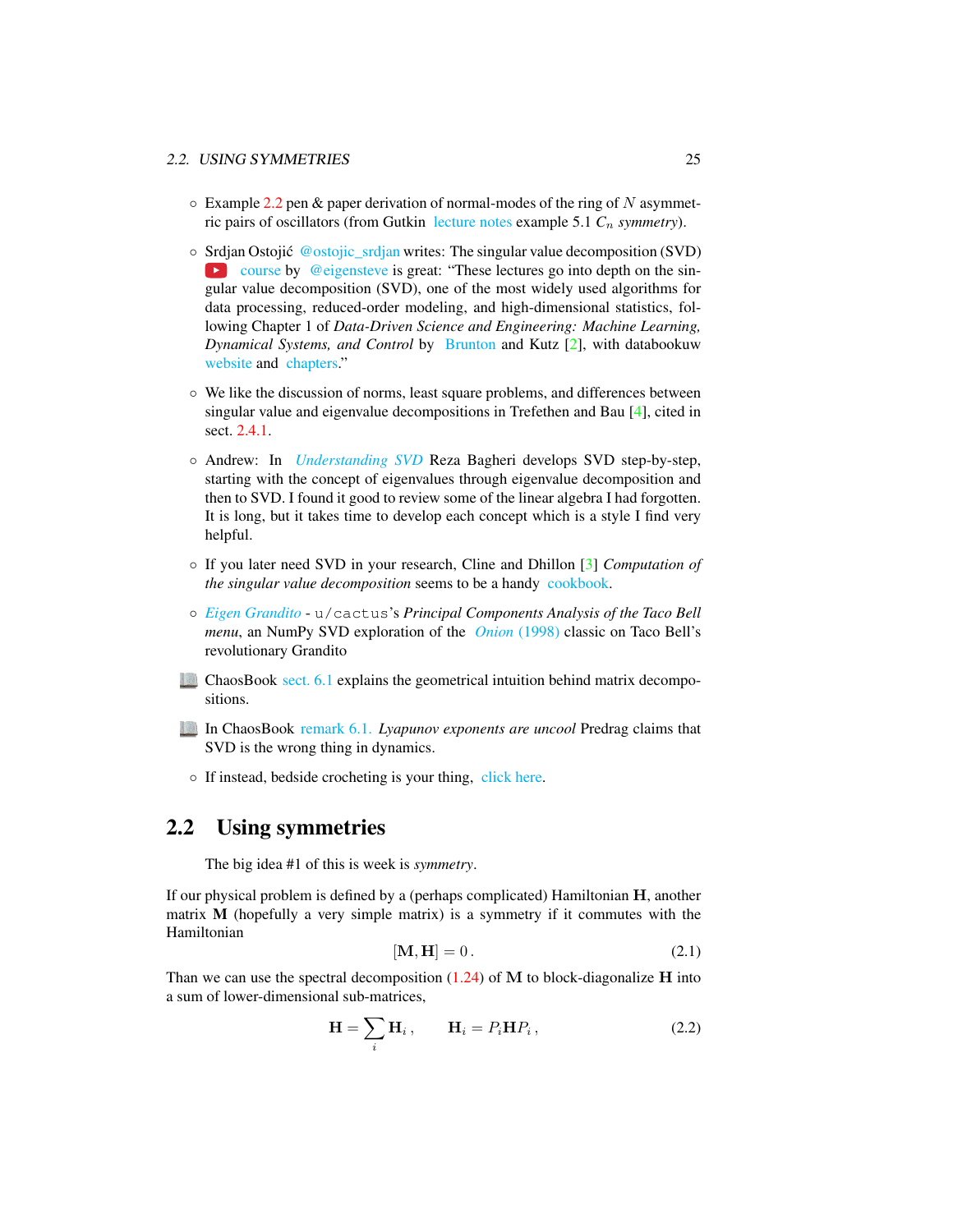- Example 2.2 pen & paper derivation of normal-modes of the ring of $N$ asymmetric pairs of oscillators (from Gutkin lecture notes example 5.1 $C_n$ *symmetry*).

- Srdjan Ostojić @ostojic_srdjan writes: The singular value decomposition (SVD) course by @eigensteve is great: "These lectures go into depth on the singular value decomposition (SVD), one of the most widely used algorithms for data processing, reduced-order modeling, and high-dimensional statistics, following Chapter 1 of *Data-Driven Science and Engineering: Machine Learning, Dynamical Systems, and Control* by Brunton and Kutz [2], with databookuw website and chapters."

- We like the discussion of norms, least square problems, and differences between singular value and eigenvalue decompositions in Trefethen and Bau [4], cited in sect. 2.4.1.

- Andrew: In *Understanding SVD* Reza Bagheri develops SVD step-by-step, starting with the concept of eigenvalues through eigenvalue decomposition and then to SVD. I found it good to review some of the linear algebra I had forgotten. It is long, but it takes time to develop each concept which is a style I find very helpful.

- If you later need SVD in your research, Cline and Dhillon [3] *Computation of the singular value decomposition* seems to be a handy cookbook.

- *Eigen Grandito* - `u/cactus`'s *Principal Components Analysis of the Taco Bell menu*, an NumPy SVD exploration of the *Onion* (1998) classic on Taco Bell's revolutionary Grandito

- ChaosBook sect. 6.1 explains the geometrical intuition behind matrix decompositions.

- In ChaosBook remark 6.1. *Lyapunov exponents are uncool* Predrag claims that SVD is the wrong thing in dynamics.

- If instead, bedside crocheting is your thing, click here.

## 2.2 Using symmetries

The big idea #1 of this is week is *symmetry*.

If our physical problem is defined by a (perhaps complicated) Hamiltonian $\mathbf{H}$, another matrix $\mathbf{M}$ (hopefully a very simple matrix) is a symmetry if it commutes with the Hamiltonian

$$[\mathbf{M}, \mathbf{H}] = 0 \,. \tag{2.1}$$

Than we can use the spectral decomposition (1.24) of $\mathbf{M}$ to block-diagonalize $\mathbf{H}$ into a sum of lower-dimensional sub-matrices,

$$\mathbf{H} = \sum_i \mathbf{H}_i \,, \qquad \mathbf{H}_i = P_i \mathbf{H} P_i \,, \tag{2.2}$$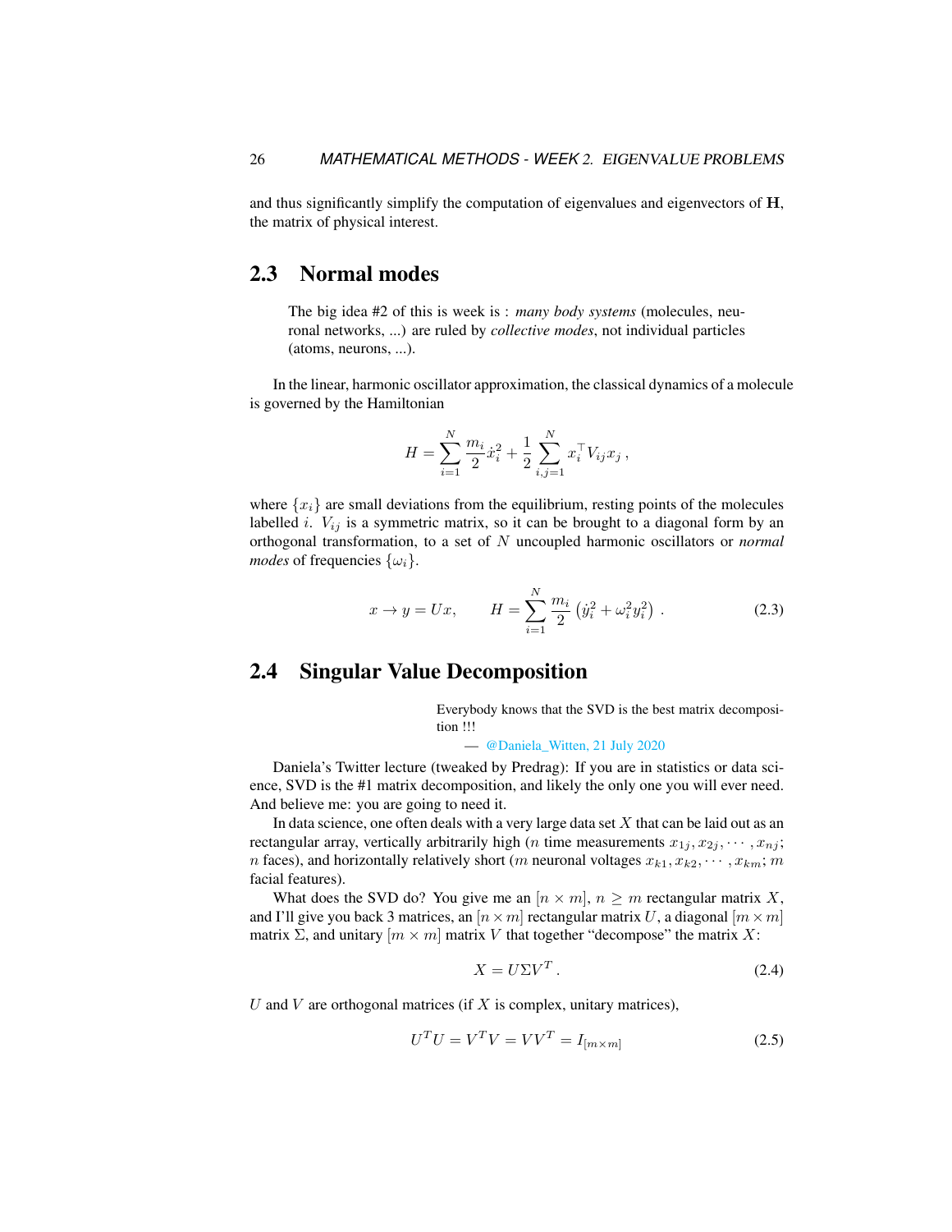and thus significantly simplify the computation of eigenvalues and eigenvectors of $\mathbf{H}$, the matrix of physical interest.

## 2.3 Normal modes

> The big idea #2 of this is week is : *many body systems* (molecules, neuronal networks, ...) are ruled by *collective modes*, not individual particles (atoms, neurons, ...).

In the linear, harmonic oscillator approximation, the classical dynamics of a molecule is governed by the Hamiltonian

$$H = \sum_{i=1}^{N} \frac{m_i}{2} \dot{x}_i^2 + \frac{1}{2} \sum_{i,j=1}^{N} x_i^{\top} V_{ij} x_j \,,$$

where $\{x_i\}$ are small deviations from the equilibrium, resting points of the molecules labelled $i$. $V_{ij}$ is a symmetric matrix, so it can be brought to a diagonal form by an orthogonal transformation, to a set of $N$ uncoupled harmonic oscillators or *normal modes* of frequencies $\{\omega_i\}$.

$$x \to y = Ux, \qquad H = \sum_{i=1}^{N} \frac{m_i}{2} \left( \dot{y}_i^2 + \omega_i^2 y_i^2 \right) \,. \tag{2.3}$$

## 2.4 Singular Value Decomposition

> Everybody knows that the SVD is the best matrix decomposition !!!
>
> — @Daniela_Witten, 21 July 2020

Daniela's Twitter lecture (tweaked by Predrag): If you are in statistics or data science, SVD is the #1 matrix decomposition, and likely the only one you will ever need. And believe me: you are going to need it.

In data science, one often deals with a very large data set $X$ that can be laid out as an rectangular array, vertically arbitrarily high ($n$ time measurements $x_{1j}, x_{2j}, \cdots, x_{nj}$; $n$ faces), and horizontally relatively short ($m$ neuronal voltages $x_{k1}, x_{k2}, \cdots, x_{km}$; $m$ facial features).

What does the SVD do? You give me an $[n \times m]$, $n \geq m$ rectangular matrix $X$, and I'll give you back 3 matrices, an $[n \times m]$ rectangular matrix $U$, a diagonal $[m \times m]$ matrix $\Sigma$, and unitary $[m \times m]$ matrix $V$ that together "decompose" the matrix $X$:

$$X = U \Sigma V^T \,. \tag{2.4}$$

$U$ and $V$ are orthogonal matrices (if $X$ is complex, unitary matrices),

$$U^T U = V^T V = V V^T = I_{[m \times m]} \tag{2.5}$$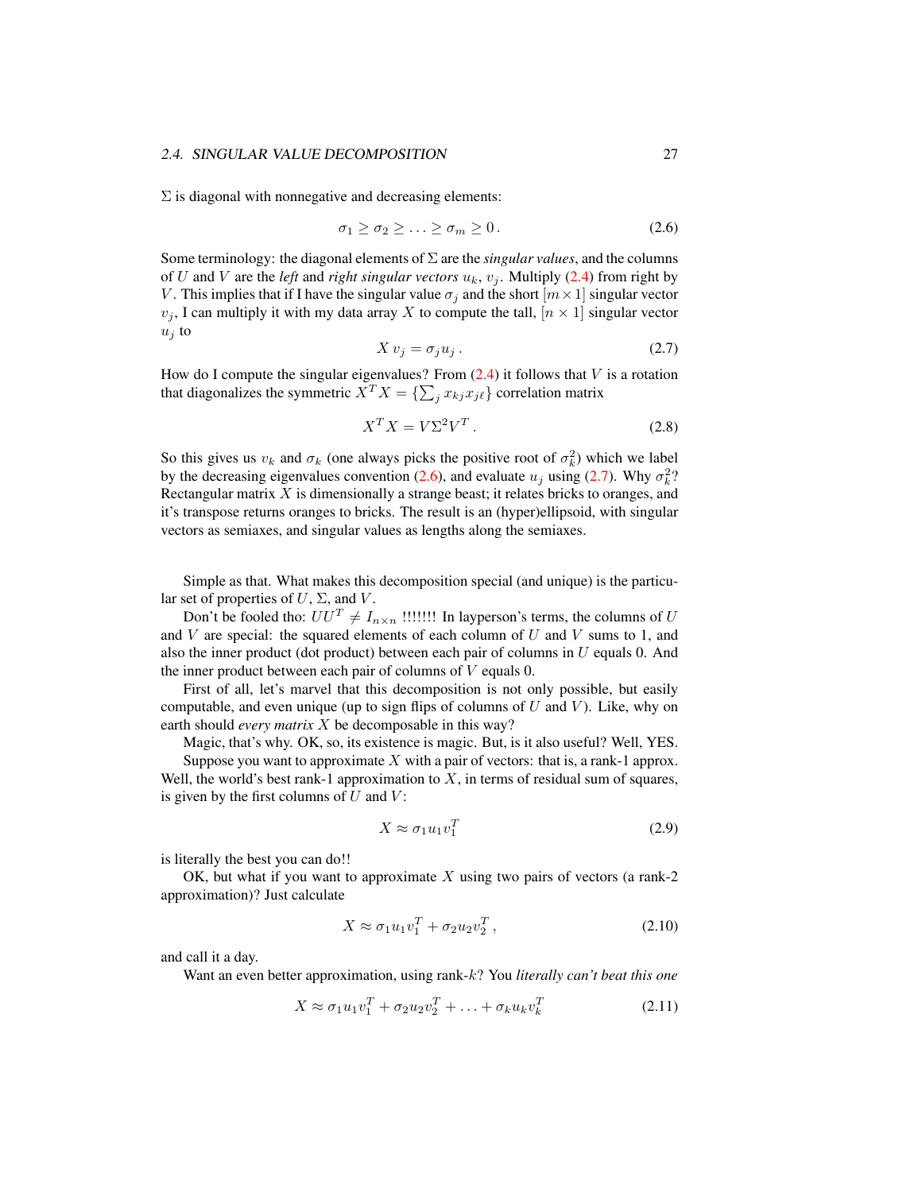$\Sigma$ is diagonal with nonnegative and decreasing elements:

$$\sigma_1 \geq \sigma_2 \geq \ldots \geq \sigma_m \geq 0\,. \tag{2.6}$$

Some terminology: the diagonal elements of $\Sigma$ are the *singular values*, and the columns of $U$ and $V$ are the *left* and *right singular vectors* $u_k$, $v_j$. Multiply (2.4) from right by $V$. This implies that if I have the singular value $\sigma_j$ and the short $[m \times 1]$ singular vector $v_j$, I can multiply it with my data array $X$ to compute the tall, $[n \times 1]$ singular vector $u_j$ to

$$X\, v_j = \sigma_j u_j\,. \tag{2.7}$$

How do I compute the singular eigenvalues? From (2.4) it follows that $V$ is a rotation that diagonalizes the symmetric $X^T X = \{\sum_j x_{kj} x_{j\ell}\}$ correlation matrix

$$X^T X = V \Sigma^2 V^T\,. \tag{2.8}$$

So this gives us $v_k$ and $\sigma_k$ (one always picks the positive root of $\sigma_k^2$) which we label by the decreasing eigenvalues convention (2.6), and evaluate $u_j$ using (2.7). Why $\sigma_k^2$? Rectangular matrix $X$ is dimensionally a strange beast; it relates bricks to oranges, and it's transpose returns oranges to bricks. The result is an (hyper)ellipsoid, with singular vectors as semiaxes, and singular values as lengths along the semiaxes.

Simple as that. What makes this decomposition special (and unique) is the particular set of properties of $U$, $\Sigma$, and $V$.

Don't be fooled tho: $UU^T \neq I_{n\times n}$ !!!!!!! In layperson's terms, the columns of $U$ and $V$ are special: the squared elements of each column of $U$ and $V$ sums to 1, and also the inner product (dot product) between each pair of columns in $U$ equals 0. And the inner product between each pair of columns of $V$ equals 0.

First of all, let's marvel that this decomposition is not only possible, but easily computable, and even unique (up to sign flips of columns of $U$ and $V$). Like, why on earth should *every matrix* $X$ be decomposable in this way?

Magic, that's why. OK, so, its existence is magic. But, is it also useful? Well, YES.

Suppose you want to approximate $X$ with a pair of vectors: that is, a rank-1 approx. Well, the world's best rank-1 approximation to $X$, in terms of residual sum of squares, is given by the first columns of $U$ and $V$:

$$X \approx \sigma_1 u_1 v_1^T \tag{2.9}$$

is literally the best you can do!!

OK, but what if you want to approximate $X$ using two pairs of vectors (a rank-2 approximation)? Just calculate

$$X \approx \sigma_1 u_1 v_1^T + \sigma_2 u_2 v_2^T\,, \tag{2.10}$$

and call it a day.

Want an even better approximation, using rank-$k$? You *literally can't beat this one*

$$X \approx \sigma_1 u_1 v_1^T + \sigma_2 u_2 v_2^T + \ldots + \sigma_k u_k v_k^T \tag{2.11}$$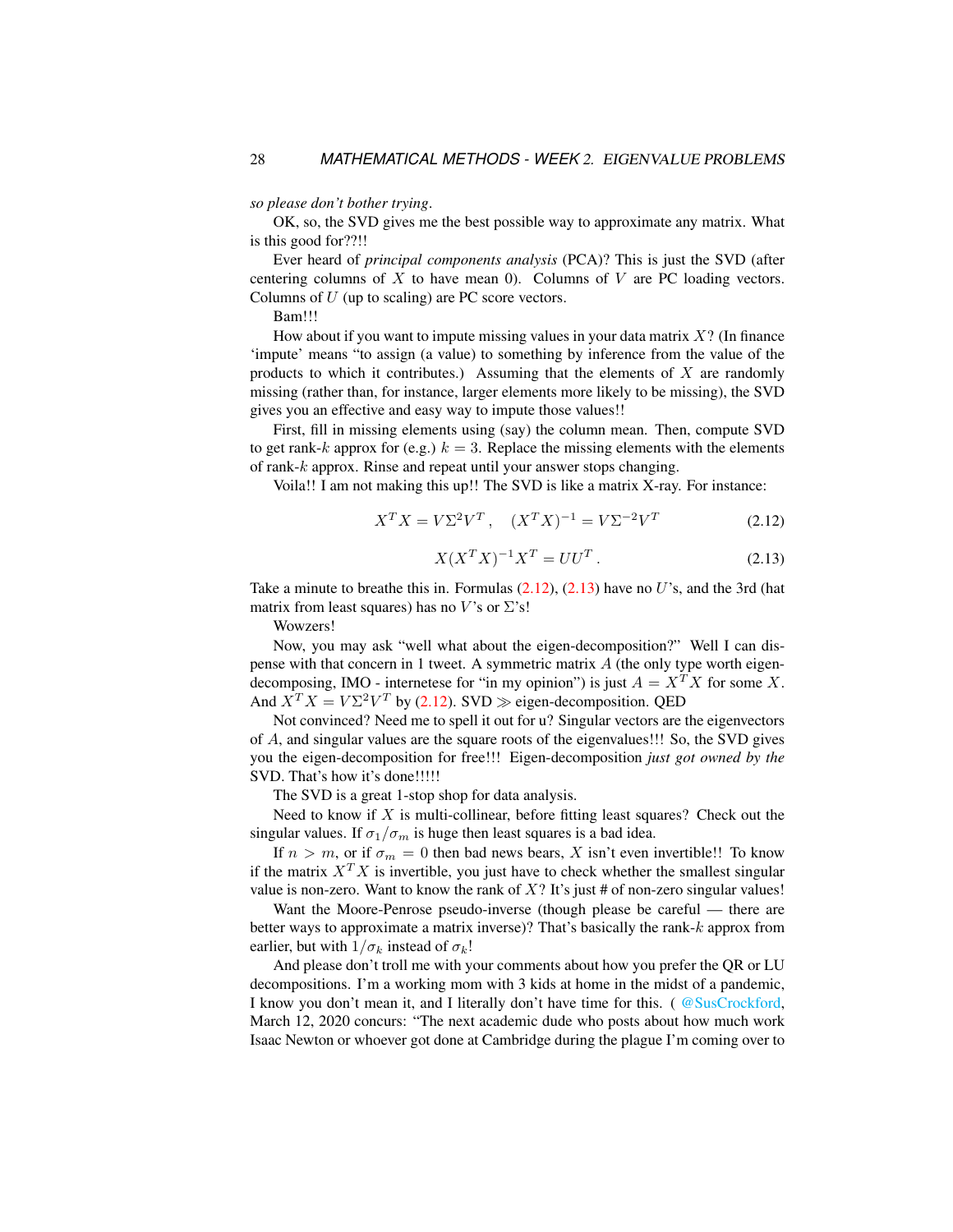*so please don't bother trying*.

OK, so, the SVD gives me the best possible way to approximate any matrix. What is this good for??!!

Ever heard of *principal components analysis* (PCA)? This is just the SVD (after centering columns of $X$ to have mean 0). Columns of $V$ are PC loading vectors. Columns of $U$ (up to scaling) are PC score vectors.

Bam!!!

How about if you want to impute missing values in your data matrix $X$? (In finance 'impute' means "to assign (a value) to something by inference from the value of the products to which it contributes.) Assuming that the elements of $X$ are randomly missing (rather than, for instance, larger elements more likely to be missing), the SVD gives you an effective and easy way to impute those values!!

First, fill in missing elements using (say) the column mean. Then, compute SVD to get rank-$k$ approx for (e.g.) $k = 3$. Replace the missing elements with the elements of rank-$k$ approx. Rinse and repeat until your answer stops changing.

Voila!! I am not making this up!! The SVD is like a matrix X-ray. For instance:

$$X^T X = V\Sigma^2 V^T\,, \quad (X^T X)^{-1} = V\Sigma^{-2}V^T \tag{2.12}$$

$$X(X^T X)^{-1}X^T = UU^T\,. \tag{2.13}$$

Take a minute to breathe this in. Formulas (2.12), (2.13) have no $U$'s, and the 3rd (hat matrix from least squares) has no $V$'s or $\Sigma$'s!

Wowzers!

Now, you may ask "well what about the eigen-decomposition?" Well I can dispense with that concern in 1 tweet. A symmetric matrix $A$ (the only type worth eigen-decomposing, IMO - internetese for "in my opinion") is just $A = X^T X$ for some $X$. And $X^T X = V\Sigma^2 V^T$ by (2.12). SVD $\gg$ eigen-decomposition. QED

Not convinced? Need me to spell it out for u? Singular vectors are the eigenvectors of $A$, and singular values are the square roots of the eigenvalues!!! So, the SVD gives you the eigen-decomposition for free!!! Eigen-decomposition *just got owned by the* SVD. That's how it's done!!!!!

The SVD is a great 1-stop shop for data analysis.

Need to know if $X$ is multi-collinear, before fitting least squares? Check out the singular values. If $\sigma_1/\sigma_m$ is huge then least squares is a bad idea.

If $n > m$, or if $\sigma_m = 0$ then bad news bears, $X$ isn't even invertible!! To know if the matrix $X^T X$ is invertible, you just have to check whether the smallest singular value is non-zero. Want to know the rank of $X$? It's just # of non-zero singular values!

Want the Moore-Penrose pseudo-inverse (though please be careful — there are better ways to approximate a matrix inverse)? That's basically the rank-$k$ approx from earlier, but with $1/\sigma_k$ instead of $\sigma_k$!

And please don't troll me with your comments about how you prefer the QR or LU decompositions. I'm a working mom with 3 kids at home in the midst of a pandemic, I know you don't mean it, and I literally don't have time for this. ( @SusCrockford, March 12, 2020 concurs: "The next academic dude who posts about how much work Isaac Newton or whoever got done at Cambridge during the plague I'm coming over to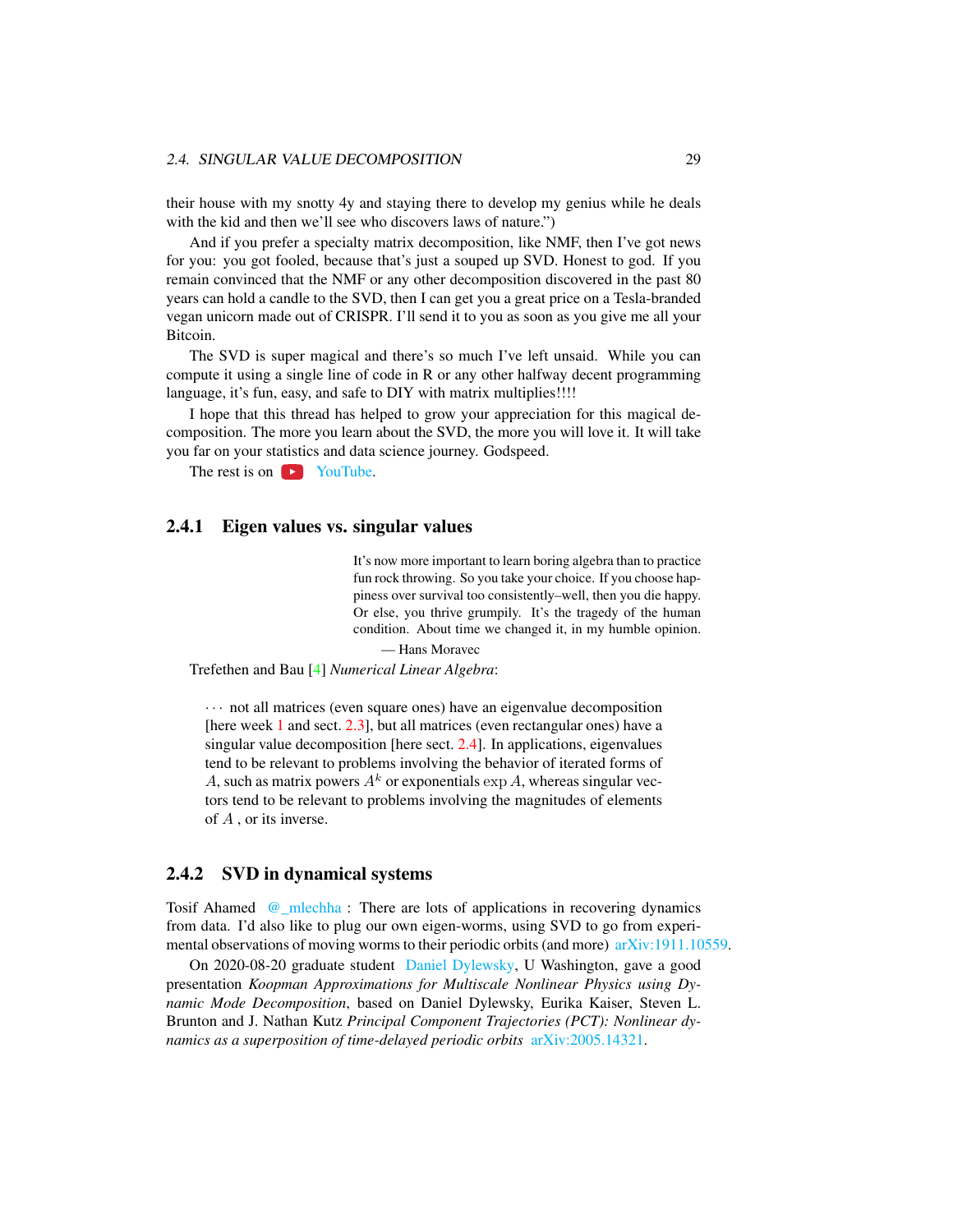their house with my snotty 4y and staying there to develop my genius while he deals with the kid and then we'll see who discovers laws of nature.")

And if you prefer a specialty matrix decomposition, like NMF, then I've got news for you: you got fooled, because that's just a souped up SVD. Honest to god. If you remain convinced that the NMF or any other decomposition discovered in the past 80 years can hold a candle to the SVD, then I can get you a great price on a Tesla-branded vegan unicorn made out of CRISPR. I'll send it to you as soon as you give me all your Bitcoin.

The SVD is super magical and there's so much I've left unsaid. While you can compute it using a single line of code in R or any other halfway decent programming language, it's fun, easy, and safe to DIY with matrix multiplies!!!!

I hope that this thread has helped to grow your appreciation for this magical decomposition. The more you learn about the SVD, the more you will love it. It will take you far on your statistics and data science journey. Godspeed.

The rest is on YouTube.

### 2.4.1 Eigen values vs. singular values

> It's now more important to learn boring algebra than to practice fun rock throwing. So you take your choice. If you choose happiness over survival too consistently–well, then you die happy. Or else, you thrive grumpily. It's the tragedy of the human condition. About time we changed it, in my humble opinion.
>
> — Hans Moravec

Trefethen and Bau [4] *Numerical Linear Algebra*:

> $\cdots$ not all matrices (even square ones) have an eigenvalue decomposition [here week 1 and sect. 2.3], but all matrices (even rectangular ones) have a singular value decomposition [here sect. 2.4]. In applications, eigenvalues tend to be relevant to problems involving the behavior of iterated forms of $A$, such as matrix powers $A^k$ or exponentials $\exp A$, whereas singular vectors tend to be relevant to problems involving the magnitudes of elements of $A$ , or its inverse.

### 2.4.2 SVD in dynamical systems

Tosif Ahamed @_mlechha : There are lots of applications in recovering dynamics from data. I'd also like to plug our own eigen-worms, using SVD to go from experimental observations of moving worms to their periodic orbits (and more) arXiv:1911.10559.

On 2020-08-20 graduate student Daniel Dylewsky, U Washington, gave a good presentation *Koopman Approximations for Multiscale Nonlinear Physics using Dynamic Mode Decomposition*, based on Daniel Dylewsky, Eurika Kaiser, Steven L. Brunton and J. Nathan Kutz *Principal Component Trajectories (PCT): Nonlinear dynamics as a superposition of time-delayed periodic orbits* arXiv:2005.14321.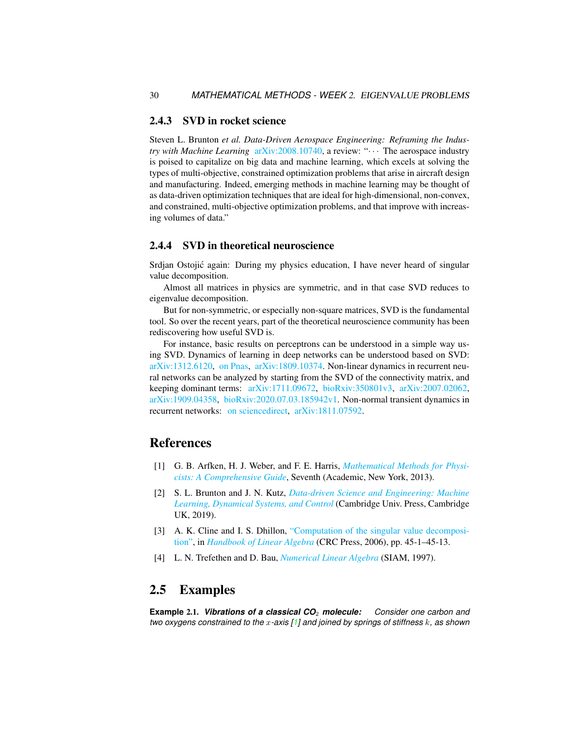### 2.4.3 SVD in rocket science

Steven L. Brunton *et al. Data-Driven Aerospace Engineering: Reframing the Industry with Machine Learning* arXiv:2008.10740, a review: "··· The aerospace industry is poised to capitalize on big data and machine learning, which excels at solving the types of multi-objective, constrained optimization problems that arise in aircraft design and manufacturing. Indeed, emerging methods in machine learning may be thought of as data-driven optimization techniques that are ideal for high-dimensional, non-convex, and constrained, multi-objective optimization problems, and that improve with increasing volumes of data."

### 2.4.4 SVD in theoretical neuroscience

Srdjan Ostojić again: During my physics education, I have never heard of singular value decomposition.

Almost all matrices in physics are symmetric, and in that case SVD reduces to eigenvalue decomposition.

But for non-symmetric, or especially non-square matrices, SVD is the fundamental tool. So over the recent years, part of the theoretical neuroscience community has been rediscovering how useful SVD is.

For instance, basic results on perceptrons can be understood in a simple way using SVD. Dynamics of learning in deep networks can be understood based on SVD: arXiv:1312.6120, on Pnas, arXiv:1809.10374. Non-linear dynamics in recurrent neural networks can be analyzed by starting from the SVD of the connectivity matrix, and keeping dominant terms: arXiv:1711.09672, bioRxiv:350801v3, arXiv:2007.02062, arXiv:1909.04358, bioRxiv:2020.07.03.185942v1. Non-normal transient dynamics in recurrent networks: on sciencedirect, arXiv:1811.07592.

## References

[1] G. B. Arfken, H. J. Weber, and F. E. Harris, *Mathematical Methods for Physicists: A Comprehensive Guide*, Seventh (Academic, New York, 2013).

[2] S. L. Brunton and J. N. Kutz, *Data-driven Science and Engineering: Machine Learning, Dynamical Systems, and Control* (Cambridge Univ. Press, Cambridge UK, 2019).

[3] A. K. Cline and I. S. Dhillon, "Computation of the singular value decomposition", in *Handbook of Linear Algebra* (CRC Press, 2006), pp. 45-1–45-13.

[4] L. N. Trefethen and D. Bau, *Numerical Linear Algebra* (SIAM, 1997).

## 2.5 Examples

**Example 2.1.** ***Vibrations of a classical $CO_2$ molecule:*** *Consider one carbon and two oxygens constrained to the $x$-axis [1] and joined by springs of stiffness $k$, as shown*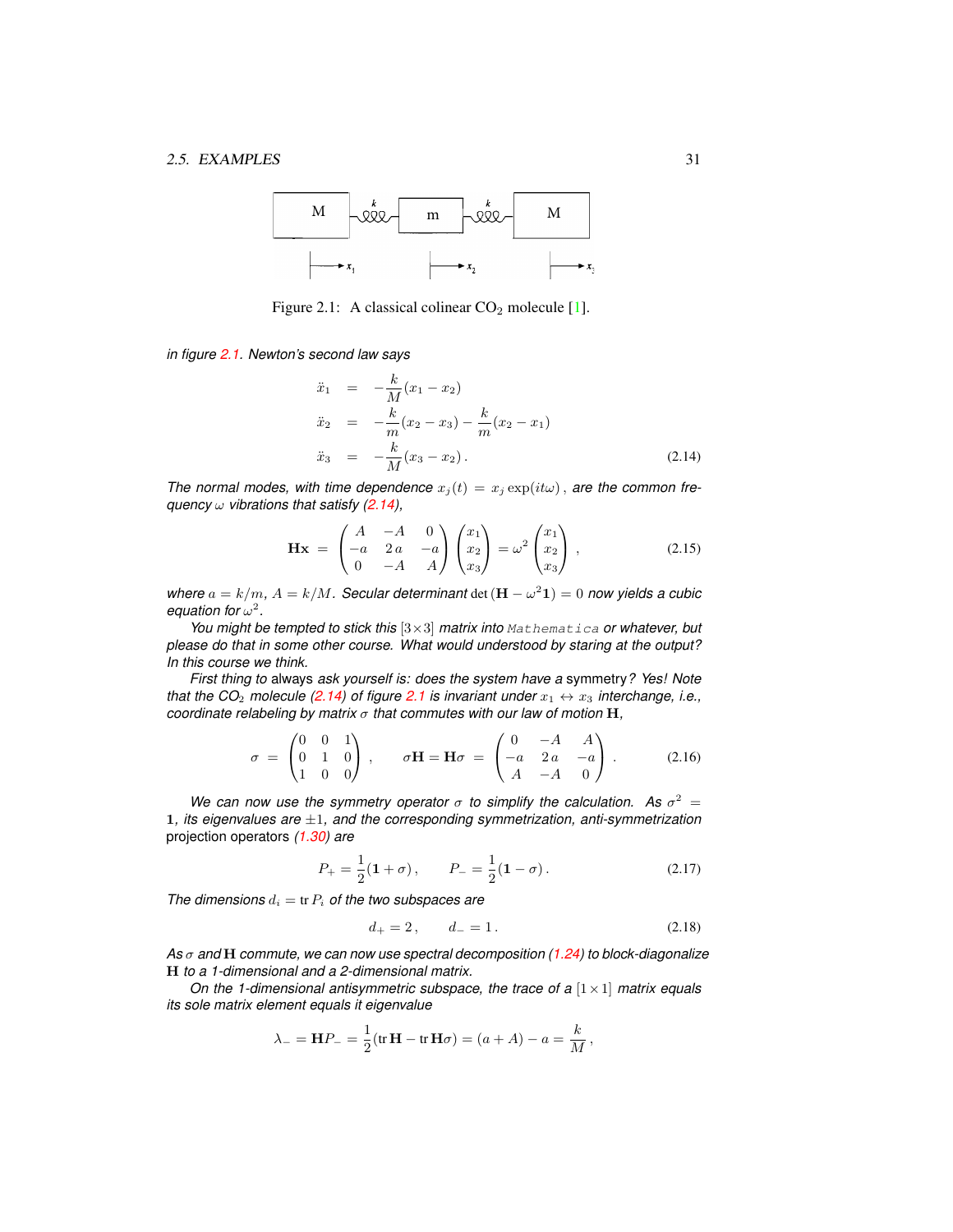Figure 2.1: A classical colinear $CO_2$ molecule [1].

*in figure 2.1. Newton's second law says*

$$
\begin{aligned}
\ddot{x}_1 &= -\frac{k}{M}(x_1 - x_2) \\
\ddot{x}_2 &= -\frac{k}{m}(x_2 - x_3) - \frac{k}{m}(x_2 - x_1) \\
\ddot{x}_3 &= -\frac{k}{M}(x_3 - x_2)\,. 
\end{aligned}
\tag{2.14}
$$

*The normal modes, with time dependence* $x_j(t) = x_j \exp(it\omega)$, *are the common frequency* $\omega$ *vibrations that satisfy (2.14),*

$$
\mathbf{H}\mathbf{x} = \begin{pmatrix} A & -A & 0 \\ -a & 2\,a & -a \\ 0 & -A & A \end{pmatrix} \begin{pmatrix} x_1 \\ x_2 \\ x_3 \end{pmatrix} = \omega^2 \begin{pmatrix} x_1 \\ x_2 \\ x_3 \end{pmatrix} , \tag{2.15}
$$

*where* $a = k/m$, $A = k/M$. *Secular determinant* $\det(\mathbf{H} - \omega^2 \mathbf{1}) = 0$ *now yields a cubic equation for* $\omega^2$.

*You might be tempted to stick this* $[3\times 3]$ *matrix into* `Mathematica` *or whatever, but please do that in some other course. What would understood by staring at the output? In this course we think.*

*First thing to* always *ask yourself is: does the system have a* symmetry*? Yes! Note that the $CO_2$ molecule (2.14) of figure 2.1 is invariant under* $x_1 \leftrightarrow x_3$ *interchange, i.e., coordinate relabeling by matrix* $\sigma$ *that commutes with our law of motion* $\mathbf{H}$,

$$
\sigma = \begin{pmatrix} 0 & 0 & 1 \\ 0 & 1 & 0 \\ 1 & 0 & 0 \end{pmatrix} , \qquad \sigma\mathbf{H} = \mathbf{H}\sigma = \begin{pmatrix} 0 & -A & A \\ -a & 2\,a & -a \\ A & -A & 0 \end{pmatrix} . \tag{2.16}
$$

*We can now use the symmetry operator* $\sigma$ *to simplify the calculation. As* $\sigma^2 = \mathbf{1}$, *its eigenvalues are* $\pm 1$, *and the corresponding symmetrization, anti-symmetrization* projection operators *(1.30) are*

$$
P_+ = \frac{1}{2}(\mathbf{1} + \sigma)\,, \qquad P_- = \frac{1}{2}(\mathbf{1} - \sigma)\,. \tag{2.17}
$$

*The dimensions* $d_i = \mathrm{tr}\, P_i$ *of the two subspaces are*

$$
d_+ = 2\,, \qquad d_- = 1\,. \tag{2.18}
$$

*As* $\sigma$ *and* $\mathbf{H}$ *commute, we can now use spectral decomposition (1.24) to block-diagonalize* $\mathbf{H}$ *to a 1-dimensional and a 2-dimensional matrix.*

*On the 1-dimensional antisymmetric subspace, the trace of a* $[1\times 1]$ *matrix equals its sole matrix element equals it eigenvalue*

$$
\lambda_- = \mathbf{H}P_- = \frac{1}{2}(\mathrm{tr}\,\mathbf{H} - \mathrm{tr}\,\mathbf{H}\sigma) = (a + A) - a = \frac{k}{M}\,,
$$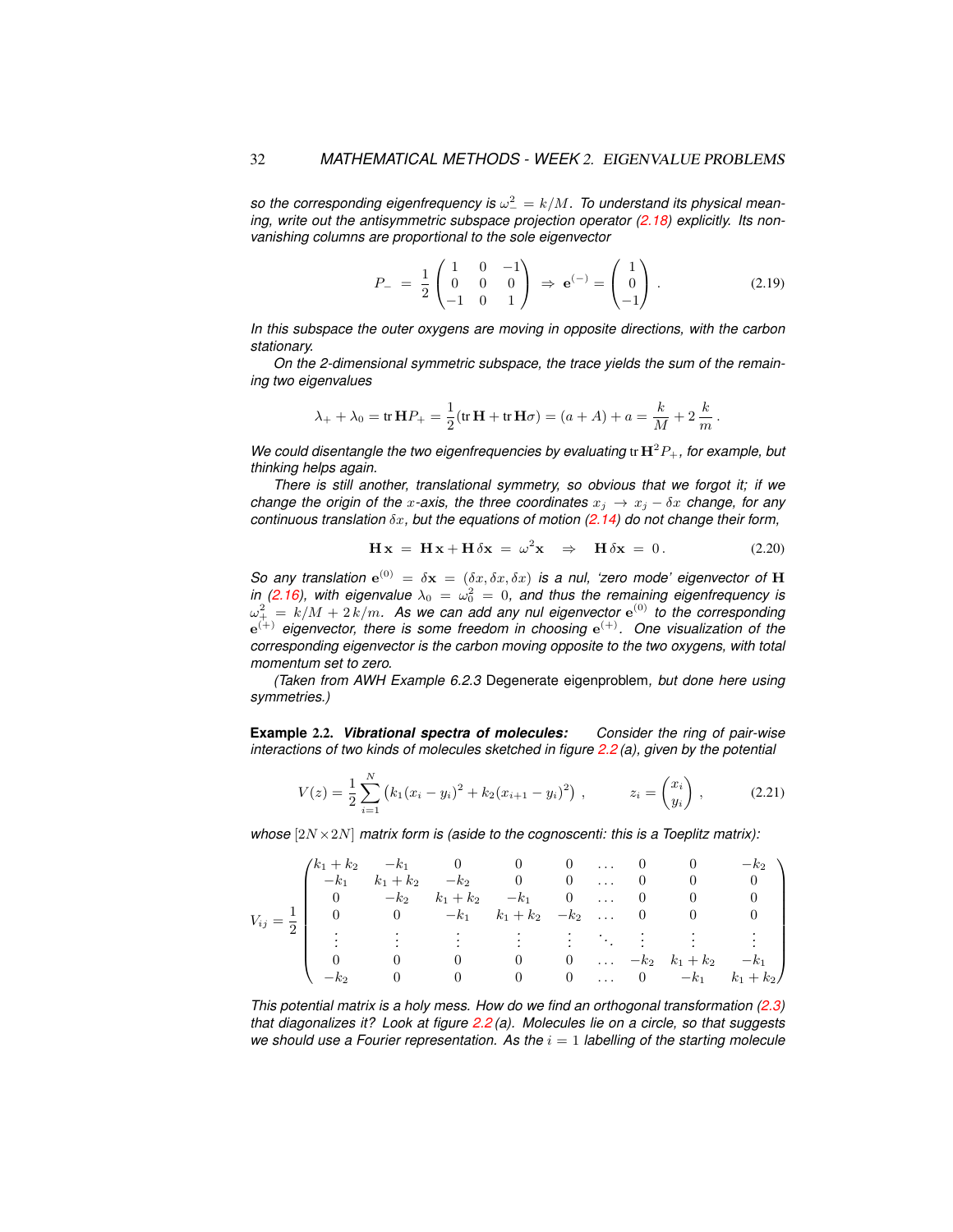*so the corresponding eigenfrequency is $\omega_-^2 = k/M$. To understand its physical meaning, write out the antisymmetric subspace projection operator (2.18) explicitly. Its non-vanishing columns are proportional to the sole eigenvector*

$$P_- = \frac{1}{2}\begin{pmatrix} 1 & 0 & -1 \\ 0 & 0 & 0 \\ -1 & 0 & 1 \end{pmatrix} \Rightarrow \mathbf{e}^{(-)} = \begin{pmatrix} 1 \\ 0 \\ -1 \end{pmatrix} . \tag{2.19}$$

*In this subspace the outer oxygens are moving in opposite directions, with the carbon stationary.*

*On the 2-dimensional symmetric subspace, the trace yields the sum of the remaining two eigenvalues*

$$\lambda_+ + \lambda_0 = \operatorname{tr}\mathbf{H}P_+ = \frac{1}{2}(\operatorname{tr}\mathbf{H} + \operatorname{tr}\mathbf{H}\sigma) = (a+A) + a = \frac{k}{M} + 2\,\frac{k}{m} .$$

*We could disentangle the two eigenfrequencies by evaluating $\operatorname{tr}\mathbf{H}^2 P_+$, for example, but thinking helps again.*

*There is still another, translational symmetry, so obvious that we forgot it; if we change the origin of the $x$-axis, the three coordinates $x_j \to x_j - \delta x$ change, for any continuous translation $\delta x$, but the equations of motion (2.14) do not change their form,*

$$\mathbf{H}\,\mathbf{x} = \mathbf{H}\,\mathbf{x} + \mathbf{H}\,\delta\mathbf{x} = \omega^2\mathbf{x} \quad \Rightarrow \quad \mathbf{H}\,\delta\mathbf{x} = 0 . \tag{2.20}$$

*So any translation $\mathbf{e}^{(0)} = \delta\mathbf{x} = (\delta x, \delta x, \delta x)$ is a nul, 'zero mode' eigenvector of $\mathbf{H}$ in (2.16), with eigenvalue $\lambda_0 = \omega_0^2 = 0$, and thus the remaining eigenfrequency is $\omega_+^2 = k/M + 2\,k/m$. As we can add any nul eigenvector $\mathbf{e}^{(0)}$ to the corresponding $\mathbf{e}^{(+)}$ eigenvector, there is some freedom in choosing $\mathbf{e}^{(+)}$. One visualization of the corresponding eigenvector is the carbon moving opposite to the two oxygens, with total momentum set to zero.*

*(Taken from AWH Example 6.2.3* Degenerate eigenproblem*, but done here using symmetries.)*

**Example 2.2.** ***Vibrational spectra of molecules:*** *Consider the ring of pair-wise interactions of two kinds of molecules sketched in figure 2.2 (a), given by the potential*

$$V(z) = \frac{1}{2}\sum_{i=1}^{N}\left(k_1(x_i - y_i)^2 + k_2(x_{i+1} - y_i)^2\right) , \qquad z_i = \begin{pmatrix} x_i \\ y_i \end{pmatrix} , \tag{2.21}$$

*whose $[2N\times 2N]$ matrix form is (aside to the cognoscenti: this is a Toeplitz matrix):*

$$V_{ij} = \frac{1}{2}\begin{pmatrix}
k_1+k_2 & -k_1 & 0 & 0 & 0 & \dots & 0 & 0 & -k_2 \\
-k_1 & k_1+k_2 & -k_2 & 0 & 0 & \dots & 0 & 0 & 0 \\
0 & -k_2 & k_1+k_2 & -k_1 & 0 & \dots & 0 & 0 & 0 \\
0 & 0 & -k_1 & k_1+k_2 & -k_2 & \dots & 0 & 0 & 0 \\
\vdots & \vdots & \vdots & \vdots & \vdots & \ddots & \vdots & \vdots & \vdots \\
0 & 0 & 0 & 0 & 0 & \dots & -k_2 & k_1+k_2 & -k_1 \\
-k_2 & 0 & 0 & 0 & 0 & \dots & 0 & -k_1 & k_1+k_2
\end{pmatrix}$$

*This potential matrix is a holy mess. How do we find an orthogonal transformation (2.3) that diagonalizes it? Look at figure 2.2 (a). Molecules lie on a circle, so that suggests we should use a Fourier representation. As the $i = 1$ labelling of the starting molecule*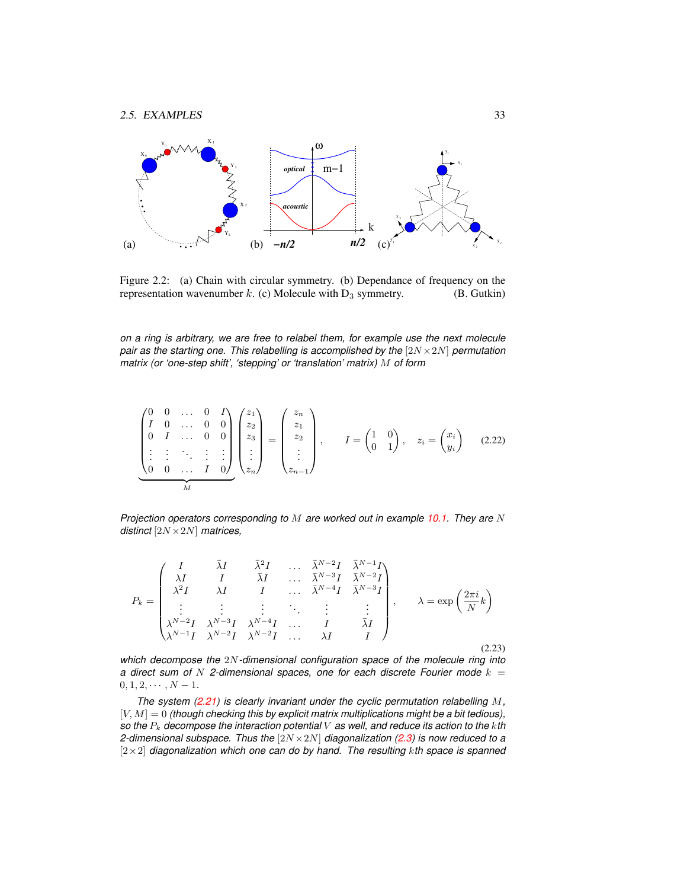Figure 2.2: (a) Chain with circular symmetry. (b) Dependance of frequency on the representation wavenumber $k$. (c) Molecule with $D_3$ symmetry. (B. Gutkin)

*on a ring is arbitrary, we are free to relabel them, for example use the next molecule pair as the starting one. This relabelling is accomplished by the $[2N \times 2N]$ permutation matrix (or 'one-step shift', 'stepping' or 'translation' matrix) $M$ of form*

$$
\underbrace{\begin{pmatrix} 0 & 0 & \dots & 0 & I \\ I & 0 & \dots & 0 & 0 \\ 0 & I & \dots & 0 & 0 \\ \vdots & \vdots & \ddots & \vdots & \vdots \\ 0 & 0 & \dots & I & 0 \end{pmatrix}}_{M} \begin{pmatrix} z_1 \\ z_2 \\ z_3 \\ \vdots \\ z_n \end{pmatrix} = \begin{pmatrix} z_n \\ z_1 \\ z_2 \\ \vdots \\ z_{n-1} \end{pmatrix}, \qquad I = \begin{pmatrix} 1 & 0 \\ 0 & 1 \end{pmatrix}, \quad z_i = \begin{pmatrix} x_i \\ y_i \end{pmatrix} \tag{2.22}
$$

*Projection operators corresponding to $M$ are worked out in example 10.1. They are $N$ distinct $[2N \times 2N]$ matrices,*

$$
P_k = \begin{pmatrix} I & \bar{\lambda} I & \bar{\lambda}^2 I & \dots & \bar{\lambda}^{N-2} I & \bar{\lambda}^{N-1} I \\ \lambda I & I & \bar{\lambda} I & \dots & \bar{\lambda}^{N-3} I & \bar{\lambda}^{N-2} I \\ \lambda^2 I & \lambda I & I & \dots & \bar{\lambda}^{N-4} I & \bar{\lambda}^{N-3} I \\ \vdots & \vdots & \vdots & \ddots & \vdots & \vdots \\ \lambda^{N-2} I & \lambda^{N-3} I & \lambda^{N-4} I & \dots & I & \bar{\lambda} I \\ \lambda^{N-1} I & \lambda^{N-2} I & \lambda^{N-2} I & \dots & \lambda I & I \end{pmatrix}, \qquad \lambda = \exp\left(\frac{2\pi i}{N} k\right) \tag{2.23}
$$

*which decompose the $2N$-dimensional configuration space of the molecule ring into a direct sum of $N$ 2-dimensional spaces, one for each discrete Fourier mode $k = 0, 1, 2, \cdots, N-1$.*

*The system (2.21) is clearly invariant under the cyclic permutation relabelling $M$, $[V, M] = 0$ (though checking this by explicit matrix multiplications might be a bit tedious), so the $P_k$ decompose the interaction potential $V$ as well, and reduce its action to the $k$th 2-dimensional subspace. Thus the $[2N \times 2N]$ diagonalization (2.3) is now reduced to a $[2 \times 2]$ diagonalization which one can do by hand. The resulting $k$th space is spanned*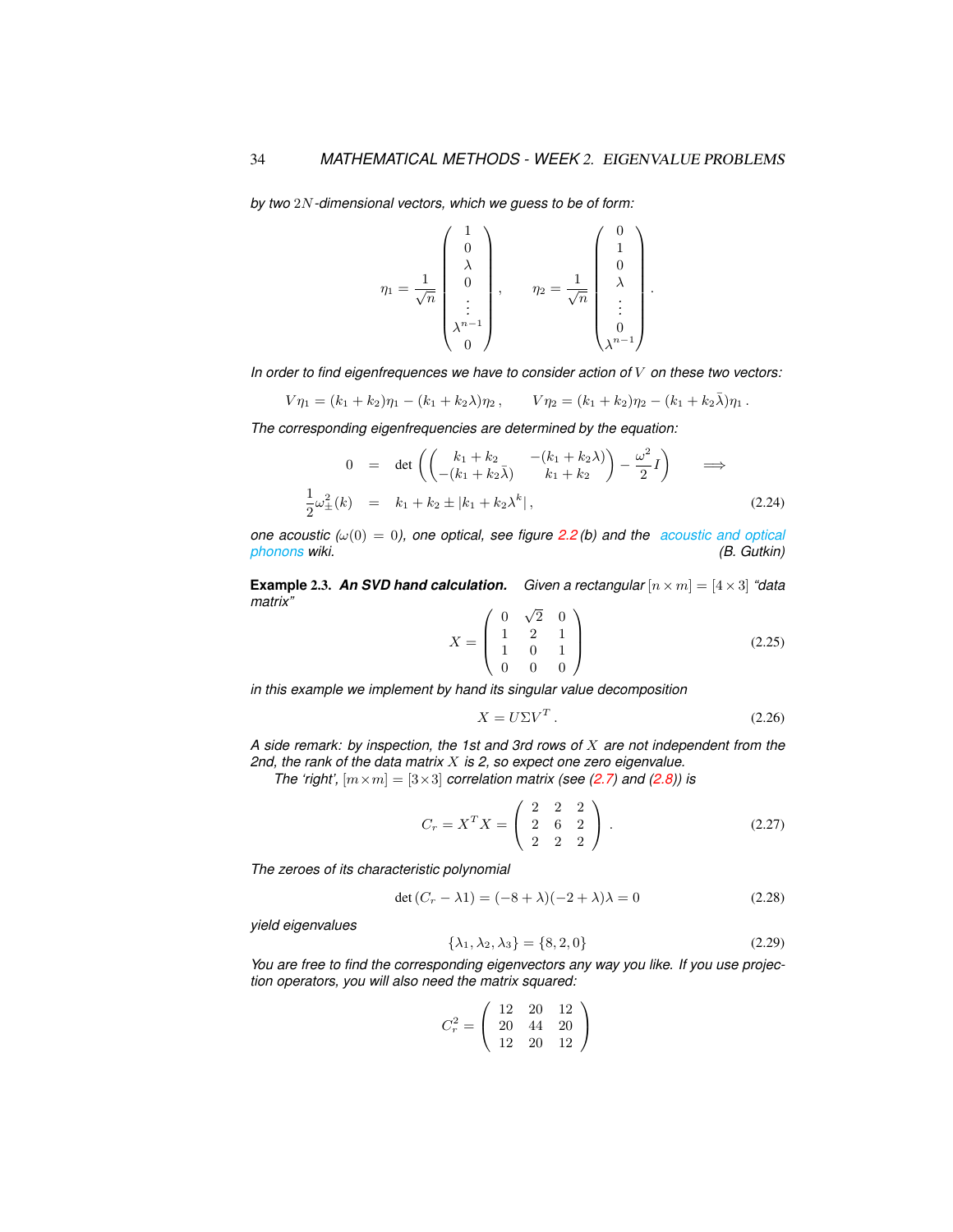*by two $2N$-dimensional vectors, which we guess to be of form:*

$$
\eta_1 = \frac{1}{\sqrt{n}} \begin{pmatrix} 1 \\ 0 \\ \lambda \\ 0 \\ \vdots \\ \lambda^{n-1} \\ 0 \end{pmatrix}, \qquad \eta_2 = \frac{1}{\sqrt{n}} \begin{pmatrix} 0 \\ 1 \\ 0 \\ \lambda \\ \vdots \\ 0 \\ \lambda^{n-1} \end{pmatrix}.
$$

*In order to find eigenfrequences we have to consider action of $V$ on these two vectors:*

$$
V\eta_1 = (k_1 + k_2)\eta_1 - (k_1 + k_2\lambda)\eta_2 \,, \qquad V\eta_2 = (k_1 + k_2)\eta_2 - (k_1 + k_2\bar{\lambda})\eta_1 \,.
$$

*The corresponding eigenfrequencies are determined by the equation:*

$$
\begin{aligned}
0 &= \det\left( \begin{pmatrix} k_1 + k_2 & -(k_1 + k_2\lambda) \\ -(k_1 + k_2\bar{\lambda}) & k_1 + k_2 \end{pmatrix} - \frac{\omega^2}{2} I \right) \qquad \Longrightarrow \\
\frac{1}{2}\omega_{\pm}^2(k) &= k_1 + k_2 \pm |k_1 + k_2\lambda^k| \,, \qquad (2.24)
\end{aligned}
$$

*one acoustic ($\omega(0) = 0$), one optical, see figure 2.2 (b) and the acoustic and optical phonons wiki.* *(B. Gutkin)*

**Example 2.3.** ***An SVD hand calculation.*** *Given a rectangular $[n \times m] = [4 \times 3]$ "data matrix"*

$$
X = \begin{pmatrix} 0 & \sqrt{2} & 0 \\ 1 & 2 & 1 \\ 1 & 0 & 1 \\ 0 & 0 & 0 \end{pmatrix} \qquad (2.25)
$$

*in this example we implement by hand its singular value decomposition*

$$
X = U \Sigma V^T \,. \qquad (2.26)
$$

*A side remark: by inspection, the 1st and 3rd rows of $X$ are not independent from the 2nd, the rank of the data matrix $X$ is 2, so expect one zero eigenvalue.*

*The 'right', $[m \times m] = [3 \times 3]$ correlation matrix (see (2.7) and (2.8)) is*

$$
C_r = X^T X = \begin{pmatrix} 2 & 2 & 2 \\ 2 & 6 & 2 \\ 2 & 2 & 2 \end{pmatrix} \,. \qquad (2.27)
$$

*The zeroes of its characteristic polynomial*

$$
\det (C_r - \lambda 1) = (-8 + \lambda)(-2 + \lambda)\lambda = 0 \qquad (2.28)
$$

*yield eigenvalues*

$$
\{\lambda_1, \lambda_2, \lambda_3\} = \{8, 2, 0\} \qquad (2.29)
$$

*You are free to find the corresponding eigenvectors any way you like. If you use projection operators, you will also need the matrix squared:*

$$
C_r^2 = \begin{pmatrix} 12 & 20 & 12 \\ 20 & 44 & 20 \\ 12 & 20 & 12 \end{pmatrix}
$$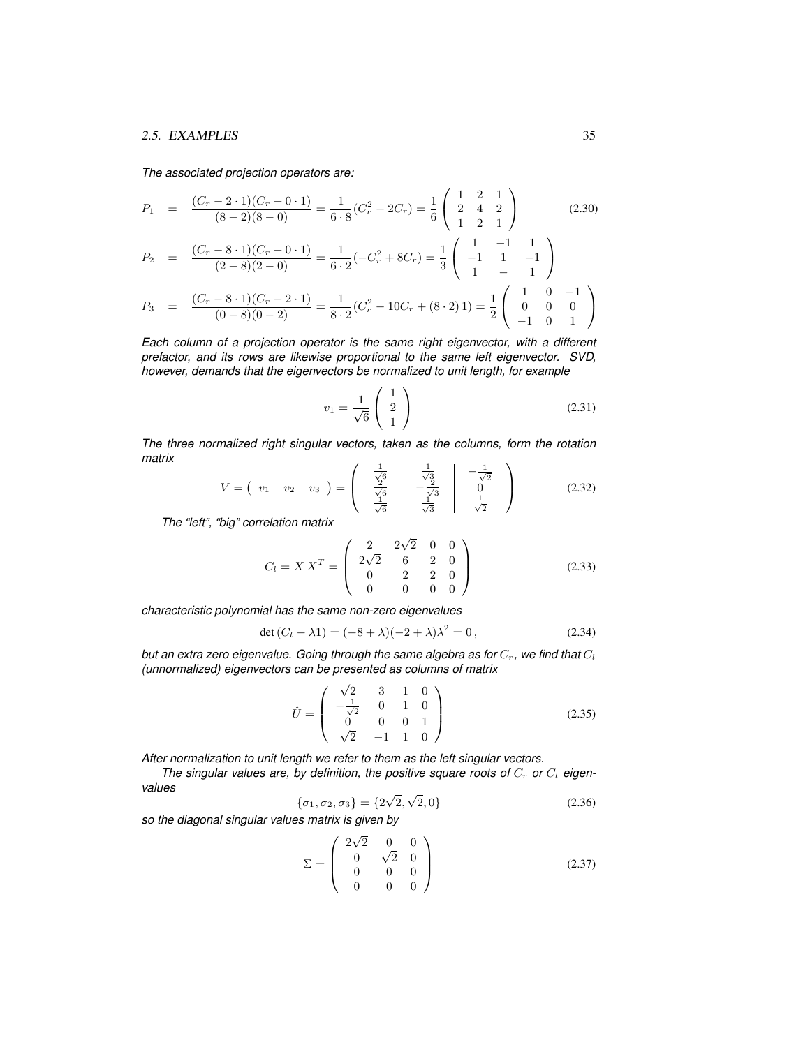*The associated projection operators are:*

$$
\begin{aligned}
P_1 &= \frac{(C_r - 2\cdot 1)(C_r - 0\cdot 1)}{(8-2)(8-0)} = \frac{1}{6\cdot 8}(C_r^2 - 2C_r) = \frac{1}{6}\begin{pmatrix} 1 & 2 & 1 \\ 2 & 4 & 2 \\ 1 & 2 & 1 \end{pmatrix} \qquad (2.30)\\
P_2 &= \frac{(C_r - 8\cdot 1)(C_r - 0\cdot 1)}{(2-8)(2-0)} = \frac{1}{6\cdot 2}(-C_r^2 + 8C_r) = \frac{1}{3}\begin{pmatrix} 1 & -1 & 1 \\ -1 & 1 & -1 \\ 1 & - & 1 \end{pmatrix}\\
P_3 &= \frac{(C_r - 8\cdot 1)(C_r - 2\cdot 1)}{(0-8)(0-2)} = \frac{1}{8\cdot 2}(C_r^2 - 10C_r + (8\cdot 2)\,1) = \frac{1}{2}\begin{pmatrix} 1 & 0 & -1 \\ 0 & 0 & 0 \\ -1 & 0 & 1 \end{pmatrix}
\end{aligned}
$$

*Each column of a projection operator is the same right eigenvector, with a different prefactor, and its rows are likewise proportional to the same left eigenvector. SVD, however, demands that the eigenvectors be normalized to unit length, for example*

$$
v_1 = \frac{1}{\sqrt{6}}\begin{pmatrix} 1 \\ 2 \\ 1 \end{pmatrix} \qquad (2.31)
$$

*The three normalized right singular vectors, taken as the columns, form the rotation matrix*

$$
V = \left(\begin{array}{c|c|c} v_1 & v_2 & v_3 \end{array}\right) = \left(\begin{array}{c|c|c} \frac{1}{\sqrt{6}} & \frac{1}{\sqrt{3}} & -\frac{1}{\sqrt{2}} \\ \frac{2}{\sqrt{6}} & -\frac{2}{\sqrt{3}} & 0 \\ \frac{1}{\sqrt{6}} & \frac{1}{\sqrt{3}} & \frac{1}{\sqrt{2}} \end{array}\right) \qquad (2.32)
$$

*The "left", "big" correlation matrix*

$$
C_l = X\,X^T = \begin{pmatrix} 2 & 2\sqrt{2} & 0 & 0 \\ 2\sqrt{2} & 6 & 2 & 0 \\ 0 & 2 & 2 & 0 \\ 0 & 0 & 0 & 0 \end{pmatrix} \qquad (2.33)
$$

*characteristic polynomial has the same non-zero eigenvalues*

$$
\det(C_l - \lambda 1) = (-8+\lambda)(-2+\lambda)\lambda^2 = 0\,, \qquad (2.34)
$$

*but an extra zero eigenvalue. Going through the same algebra as for $C_r$, we find that $C_l$ (unnormalized) eigenvectors can be presented as columns of matrix*

$$
\hat{U} = \begin{pmatrix} \sqrt{2} & 3 & 1 & 0 \\ -\frac{1}{\sqrt{2}} & 0 & 1 & 0 \\ 0 & 0 & 0 & 1 \\ \sqrt{2} & -1 & 1 & 0 \end{pmatrix} \qquad (2.35)
$$

*After normalization to unit length we refer to them as the left singular vectors.*

*The singular values are, by definition, the positive square roots of $C_r$ or $C_l$ eigenvalues*

$$
\{\sigma_1, \sigma_2, \sigma_3\} = \{2\sqrt{2}, \sqrt{2}, 0\} \qquad (2.36)
$$

*so the diagonal singular values matrix is given by*

$$
\Sigma = \begin{pmatrix} 2\sqrt{2} & 0 & 0 \\ 0 & \sqrt{2} & 0 \\ 0 & 0 & 0 \\ 0 & 0 & 0 \end{pmatrix} \qquad (2.37)
$$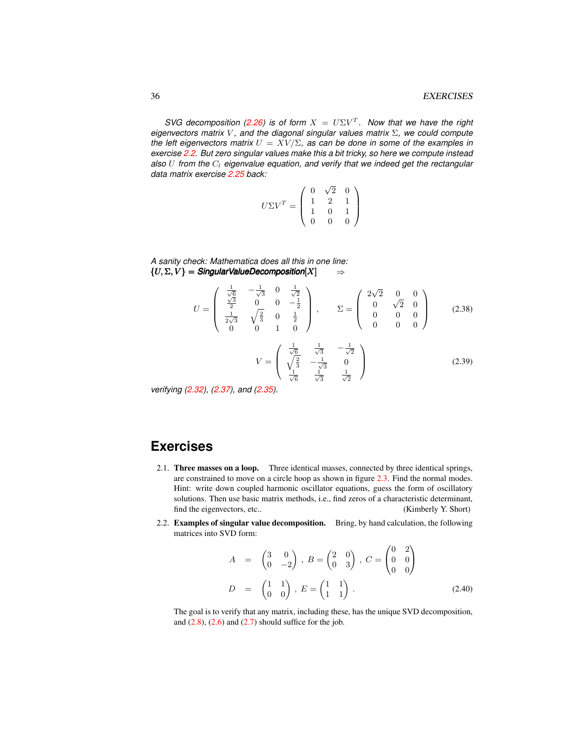*SVG decomposition (2.26) is of form $X = U\Sigma V^T$. Now that we have the right eigenvectors matrix $V$, and the diagonal singular values matrix $\Sigma$, we could compute the left eigenvectors matrix $U = XV/\Sigma$, as can be done in some of the examples in exercise 2.2. But zero singular values make this a bit tricky, so here we compute instead also $U$ from the $C_l$ eigenvalue equation, and verify that we indeed get the rectangular data matrix exercise 2.25 back:*

$$
U\Sigma V^T = \begin{pmatrix} 0 & \sqrt{2} & 0 \\ 1 & 2 & 1 \\ 1 & 0 & 1 \\ 0 & 0 & 0 \end{pmatrix}
$$

*A sanity check: Mathematica does all this in one line:*
**$\{U, \Sigma, V\}$ = *SingularValueDecomposition*$[X]$** $\quad \Rightarrow$

$$
U = \begin{pmatrix} \frac{1}{\sqrt{6}} & -\frac{1}{\sqrt{3}} & 0 & \frac{1}{\sqrt{2}} \\ \frac{\sqrt{3}}{2} & 0 & 0 & -\frac{1}{2} \\ \frac{1}{2\sqrt{3}} & \sqrt{\frac{2}{3}} & 0 & \frac{1}{2} \\ 0 & 0 & 1 & 0 \end{pmatrix}, \qquad \Sigma = \begin{pmatrix} 2\sqrt{2} & 0 & 0 \\ 0 & \sqrt{2} & 0 \\ 0 & 0 & 0 \\ 0 & 0 & 0 \end{pmatrix} \tag{2.38}
$$

$$
V = \begin{pmatrix} \frac{1}{\sqrt{6}} & \frac{1}{\sqrt{3}} & -\frac{1}{\sqrt{2}} \\ \sqrt{\frac{2}{3}} & -\frac{1}{\sqrt{3}} & 0 \\ \frac{1}{\sqrt{6}} & \frac{1}{\sqrt{3}} & \frac{1}{\sqrt{2}} \end{pmatrix} \tag{2.39}
$$

*verifying (2.32), (2.37), and (2.35).*

# Exercises

2.1. **Three masses on a loop.** Three identical masses, connected by three identical springs, are constrained to move on a circle hoop as shown in figure 2.3. Find the normal modes. Hint: write down coupled harmonic oscillator equations, guess the form of oscillatory solutions. Then use basic matrix methods, i.e., find zeros of a characteristic determinant, find the eigenvectors, etc.. (Kimberly Y. Short)

2.2. **Examples of singular value decomposition.** Bring, by hand calculation, the following matrices into SVD form:

$$
\begin{aligned}
A &= \begin{pmatrix} 3 & 0 \\ 0 & -2 \end{pmatrix}, \; B = \begin{pmatrix} 2 & 0 \\ 0 & 3 \end{pmatrix}, \; C = \begin{pmatrix} 0 & 2 \\ 0 & 0 \\ 0 & 0 \end{pmatrix} \\
D &= \begin{pmatrix} 1 & 1 \\ 0 & 0 \end{pmatrix}, \; E = \begin{pmatrix} 1 & 1 \\ 1 & 1 \end{pmatrix}.
\end{aligned} \tag{2.40}
$$

The goal is to verify that any matrix, including these, has the unique SVD decomposition, and (2.8), (2.6) and (2.7) should suffice for the job.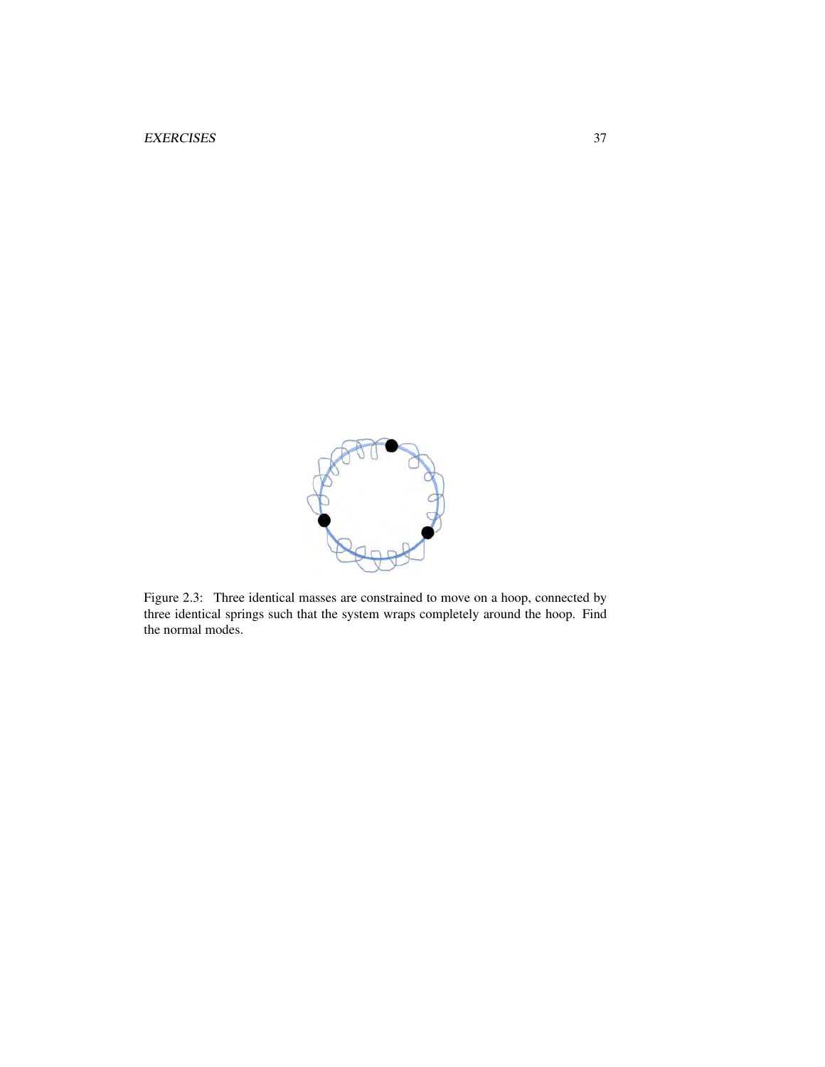Figure 2.3: Three identical masses are constrained to move on a hoop, connected by three identical springs such that the system wraps completely around the hoop. Find the normal modes.